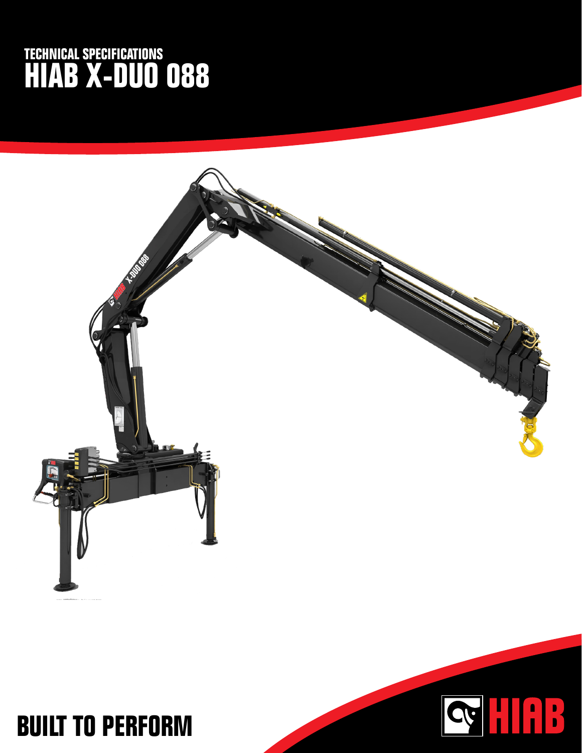TECHNICAL SPECIFICATIONS

# HIAB X-DUO 088

BUILT TO PERFORM

HIAB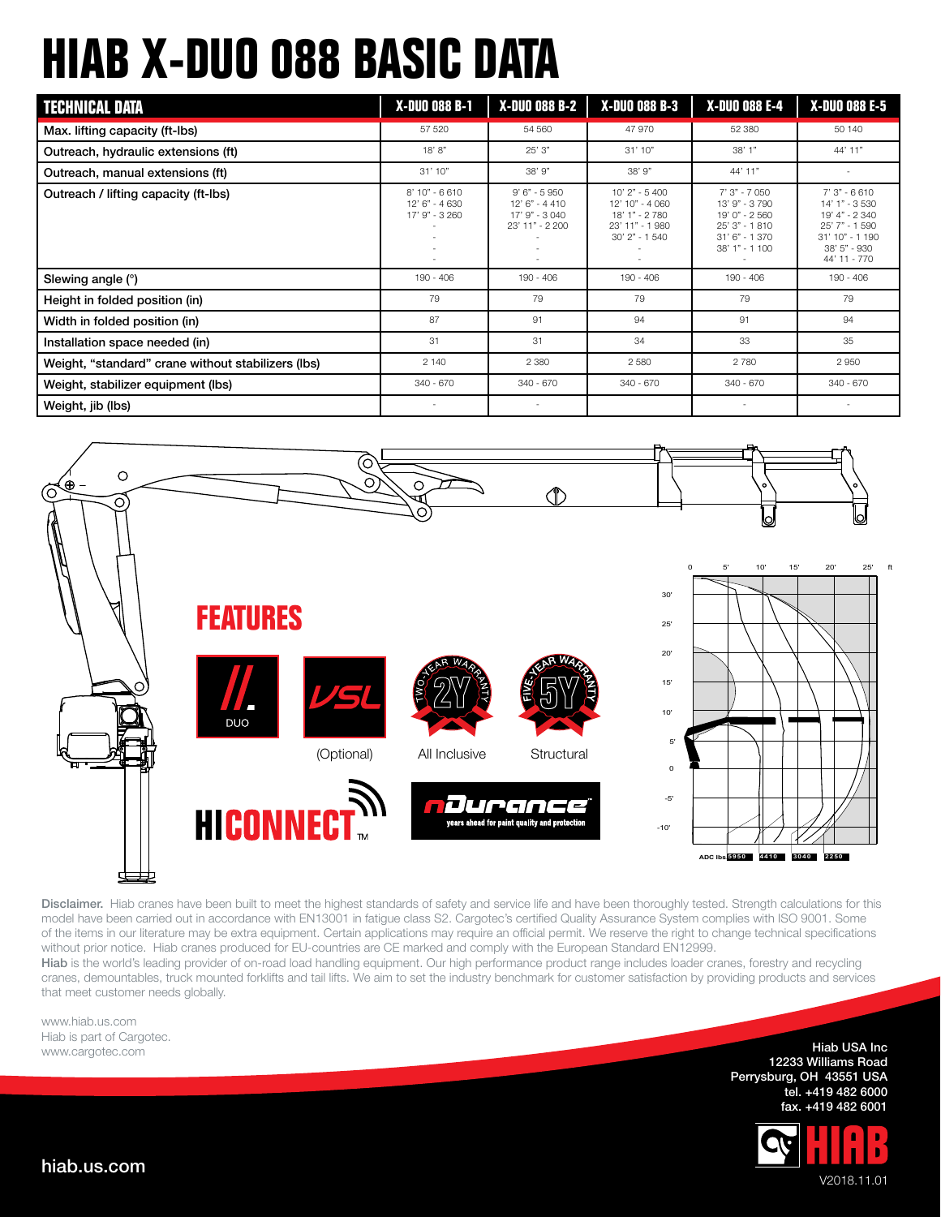# HIAB X-DUO 088 BASIC DATA

| TECHNICAL DATA | X-DUO 088 B-1 | X-DUO 088 B-2 | X-DUO 088 B-3 | X-DUO 088 E-4 | X-DUO 088 E-5 |
|---|---|---|---|---|---|
| Max. lifting capacity (ft-lbs) | 57 520 | 54 560 | 47 970 | 52 380 | 50 140 |
| Outreach, hydraulic extensions (ft) | 18' 8" | 25' 3" | 31' 10" | 38' 1" | 44' 11" |
| Outreach, manual extensions (ft) | 31' 10" | 38' 9" | 38' 9" | 44' 11" | - |
| Outreach / lifting capacity (ft-lbs) | 8' 10" - 6 610<br>12' 6" - 4 630<br>17' 9" - 3 260<br>-<br>-<br>-<br>- | 9' 6" - 5 950<br>12' 6" - 4 410<br>17' 9" - 3 040<br>23' 11" - 2 200<br>-<br>-<br>- | 10' 2" - 5 400<br>12' 10" - 4 060<br>18' 1" - 2 780<br>23' 11" - 1 980<br>30' 2" - 1 540<br>-<br>- | 7' 3" - 7 050<br>13' 9" - 3 790<br>19' 0" - 2 560<br>25' 3" - 1 810<br>31' 6" - 1 370<br>38' 1" - 1 100<br>- | 7' 3" - 6 610<br>14' 1" - 3 530<br>19' 4" - 2 340<br>25' 7" - 1 590<br>31' 10" - 1 190<br>38' 5" - 930<br>44' 11 - 770 |
| Slewing angle (°) | 190 - 406 | 190 - 406 | 190 - 406 | 190 - 406 | 190 - 406 |
| Height in folded position (in) | 79 | 79 | 79 | 79 | 79 |
| Width in folded position (in) | 87 | 91 | 94 | 91 | 94 |
| Installation space needed (in) | 31 | 31 | 34 | 33 | 35 |
| Weight, "standard" crane without stabilizers (lbs) | 2 140 | 2 380 | 2 580 | 2 780 | 2 950 |
| Weight, stabilizer equipment (lbs) | 340 - 670 | 340 - 670 | 340 - 670 | 340 - 670 | 340 - 670 |
| Weight, jib (lbs) | - | - | | - | - |

0 5' 10' 15' 20' 25' ft

30' 25' 20' 15' 10' 5' 0 -5' -10'

ADC lbs 5950 4410 3040 2250

## FEATURES

DUO

(Optional)

All Inclusive

Structural

HICONNECT™

nDurance™ years ahead for paint quality and protection

**Disclaimer.** Hiab cranes have been built to meet the highest standards of safety and service life and have been thoroughly tested. Strength calculations for this model have been carried out in accordance with EN13001 in fatigue class S2. Cargotec's certified Quality Assurance System complies with ISO 9001. Some of the items in our literature may be extra equipment. Certain applications may require an official permit. We reserve the right to change technical specifications without prior notice. Hiab cranes produced for EU-countries are CE marked and comply with the European Standard EN12999.

**Hiab** is the world's leading provider of on-road load handling equipment. Our high performance product range includes loader cranes, forestry and recycling cranes, demountables, truck mounted forklifts and tail lifts. We aim to set the industry benchmark for customer satisfaction by providing products and services that meet customer needs globally.

www.hiab.us.com
Hiab is part of Cargotec.
www.cargotec.com

**Hiab USA Inc**
**12233 Williams Road**
**Perrysburg, OH 43551 USA**
**tel. +419 482 6000**
**fax. +419 482 6001**

hiab.us.com

V2018.11.01